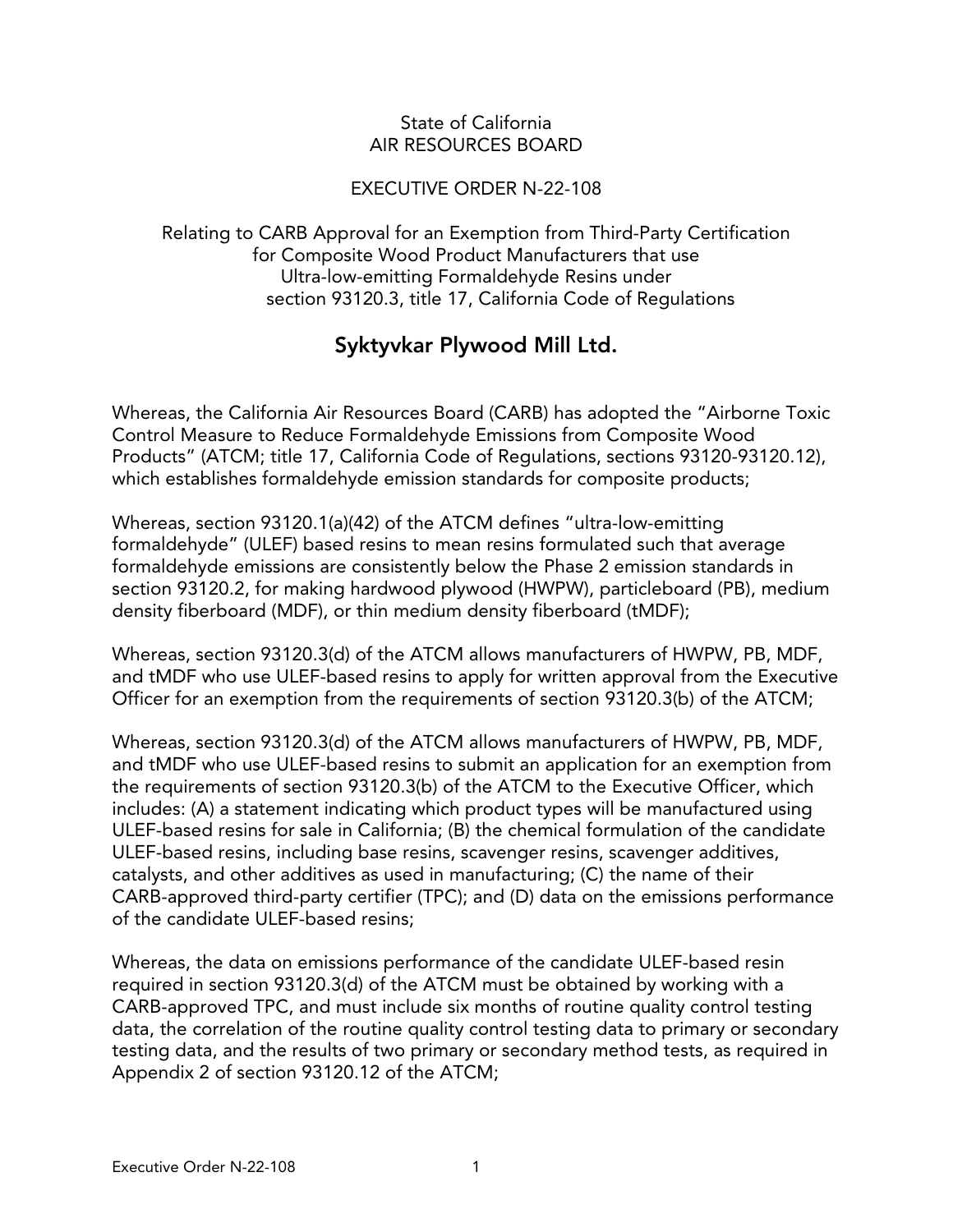State of California
AIR RESOURCES BOARD

EXECUTIVE ORDER N-22-108

Relating to CARB Approval for an Exemption from Third-Party Certification for Composite Wood Product Manufacturers that use Ultra-low-emitting Formaldehyde Resins under section 93120.3, title 17, California Code of Regulations

## Syktyvkar Plywood Mill Ltd.

Whereas, the California Air Resources Board (CARB) has adopted the "Airborne Toxic Control Measure to Reduce Formaldehyde Emissions from Composite Wood Products" (ATCM; title 17, California Code of Regulations, sections 93120-93120.12), which establishes formaldehyde emission standards for composite products;

Whereas, section 93120.1(a)(42) of the ATCM defines "ultra-low-emitting formaldehyde" (ULEF) based resins to mean resins formulated such that average formaldehyde emissions are consistently below the Phase 2 emission standards in section 93120.2, for making hardwood plywood (HWPW), particleboard (PB), medium density fiberboard (MDF), or thin medium density fiberboard (tMDF);

Whereas, section 93120.3(d) of the ATCM allows manufacturers of HWPW, PB, MDF, and tMDF who use ULEF-based resins to apply for written approval from the Executive Officer for an exemption from the requirements of section 93120.3(b) of the ATCM;

Whereas, section 93120.3(d) of the ATCM allows manufacturers of HWPW, PB, MDF, and tMDF who use ULEF-based resins to submit an application for an exemption from the requirements of section 93120.3(b) of the ATCM to the Executive Officer, which includes: (A) a statement indicating which product types will be manufactured using ULEF-based resins for sale in California; (B) the chemical formulation of the candidate ULEF-based resins, including base resins, scavenger resins, scavenger additives, catalysts, and other additives as used in manufacturing; (C) the name of their CARB-approved third-party certifier (TPC); and (D) data on the emissions performance of the candidate ULEF-based resins;

Whereas, the data on emissions performance of the candidate ULEF-based resin required in section 93120.3(d) of the ATCM must be obtained by working with a CARB-approved TPC, and must include six months of routine quality control testing data, the correlation of the routine quality control testing data to primary or secondary testing data, and the results of two primary or secondary method tests, as required in Appendix 2 of section 93120.12 of the ATCM;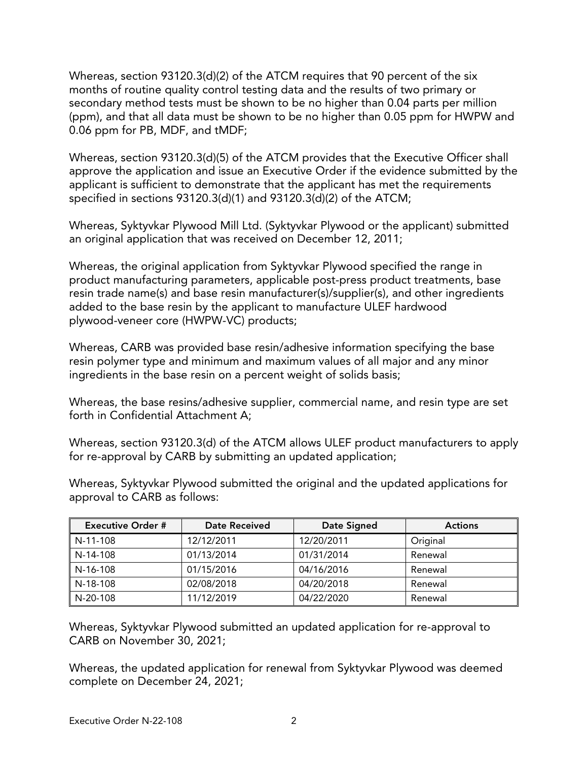Whereas, section 93120.3(d)(2) of the ATCM requires that 90 percent of the six months of routine quality control testing data and the results of two primary or secondary method tests must be shown to be no higher than 0.04 parts per million (ppm), and that all data must be shown to be no higher than 0.05 ppm for HWPW and 0.06 ppm for PB, MDF, and tMDF;

Whereas, section 93120.3(d)(5) of the ATCM provides that the Executive Officer shall approve the application and issue an Executive Order if the evidence submitted by the applicant is sufficient to demonstrate that the applicant has met the requirements specified in sections 93120.3(d)(1) and 93120.3(d)(2) of the ATCM;

Whereas, Syktyvkar Plywood Mill Ltd. (Syktyvkar Plywood or the applicant) submitted an original application that was received on December 12, 2011;

Whereas, the original application from Syktyvkar Plywood specified the range in product manufacturing parameters, applicable post-press product treatments, base resin trade name(s) and base resin manufacturer(s)/supplier(s), and other ingredients added to the base resin by the applicant to manufacture ULEF hardwood plywood-veneer core (HWPW-VC) products;

Whereas, CARB was provided base resin/adhesive information specifying the base resin polymer type and minimum and maximum values of all major and any minor ingredients in the base resin on a percent weight of solids basis;

Whereas, the base resins/adhesive supplier, commercial name, and resin type are set forth in Confidential Attachment A;

Whereas, section 93120.3(d) of the ATCM allows ULEF product manufacturers to apply for re-approval by CARB by submitting an updated application;

Whereas, Syktyvkar Plywood submitted the original and the updated applications for approval to CARB as follows:

| Executive Order # | Date Received | Date Signed | Actions |
|---|---|---|---|
| N-11-108 | 12/12/2011 | 12/20/2011 | Original |
| N-14-108 | 01/13/2014 | 01/31/2014 | Renewal |
| N-16-108 | 01/15/2016 | 04/16/2016 | Renewal |
| N-18-108 | 02/08/2018 | 04/20/2018 | Renewal |
| N-20-108 | 11/12/2019 | 04/22/2020 | Renewal |

Whereas, Syktyvkar Plywood submitted an updated application for re-approval to CARB on November 30, 2021;

Whereas, the updated application for renewal from Syktyvkar Plywood was deemed complete on December 24, 2021;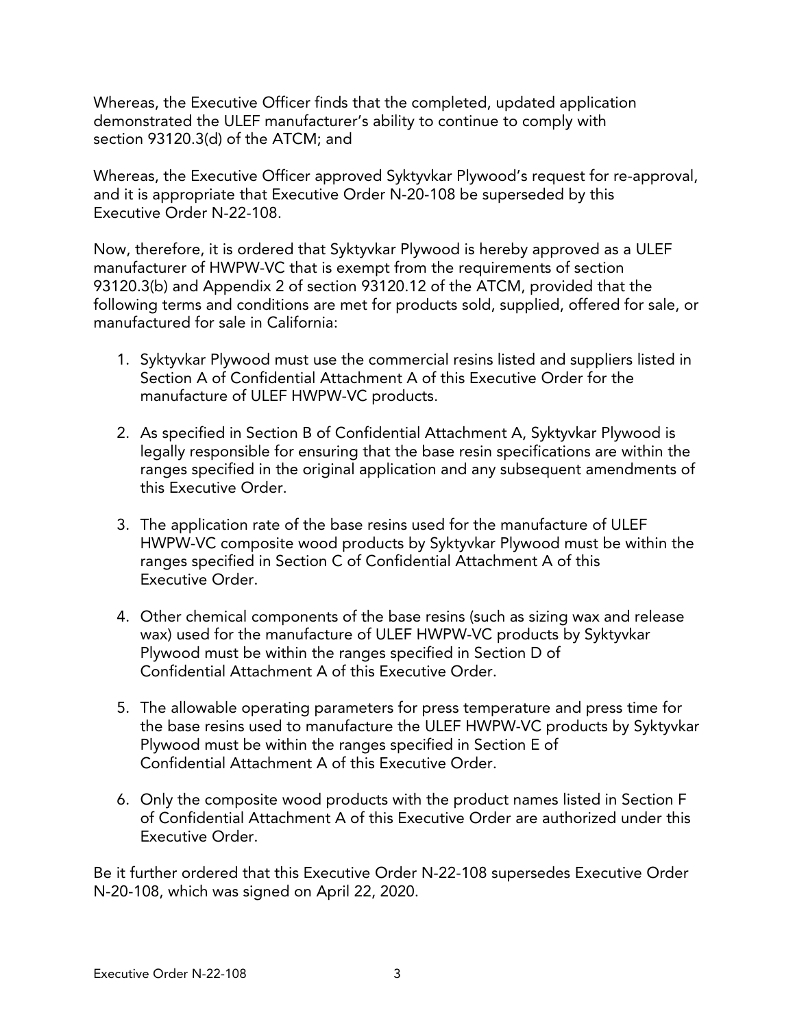Whereas, the Executive Officer finds that the completed, updated application demonstrated the ULEF manufacturer's ability to continue to comply with section 93120.3(d) of the ATCM; and

Whereas, the Executive Officer approved Syktyvkar Plywood's request for re-approval, and it is appropriate that Executive Order N-20-108 be superseded by this Executive Order N-22-108.

Now, therefore, it is ordered that Syktyvkar Plywood is hereby approved as a ULEF manufacturer of HWPW-VC that is exempt from the requirements of section 93120.3(b) and Appendix 2 of section 93120.12 of the ATCM, provided that the following terms and conditions are met for products sold, supplied, offered for sale, or manufactured for sale in California:

1. Syktyvkar Plywood must use the commercial resins listed and suppliers listed in Section A of Confidential Attachment A of this Executive Order for the manufacture of ULEF HWPW-VC products.

2. As specified in Section B of Confidential Attachment A, Syktyvkar Plywood is legally responsible for ensuring that the base resin specifications are within the ranges specified in the original application and any subsequent amendments of this Executive Order.

3. The application rate of the base resins used for the manufacture of ULEF HWPW-VC composite wood products by Syktyvkar Plywood must be within the ranges specified in Section C of Confidential Attachment A of this Executive Order.

4. Other chemical components of the base resins (such as sizing wax and release wax) used for the manufacture of ULEF HWPW-VC products by Syktyvkar Plywood must be within the ranges specified in Section D of Confidential Attachment A of this Executive Order.

5. The allowable operating parameters for press temperature and press time for the base resins used to manufacture the ULEF HWPW-VC products by Syktyvkar Plywood must be within the ranges specified in Section E of Confidential Attachment A of this Executive Order.

6. Only the composite wood products with the product names listed in Section F of Confidential Attachment A of this Executive Order are authorized under this Executive Order.

Be it further ordered that this Executive Order N-22-108 supersedes Executive Order N-20-108, which was signed on April 22, 2020.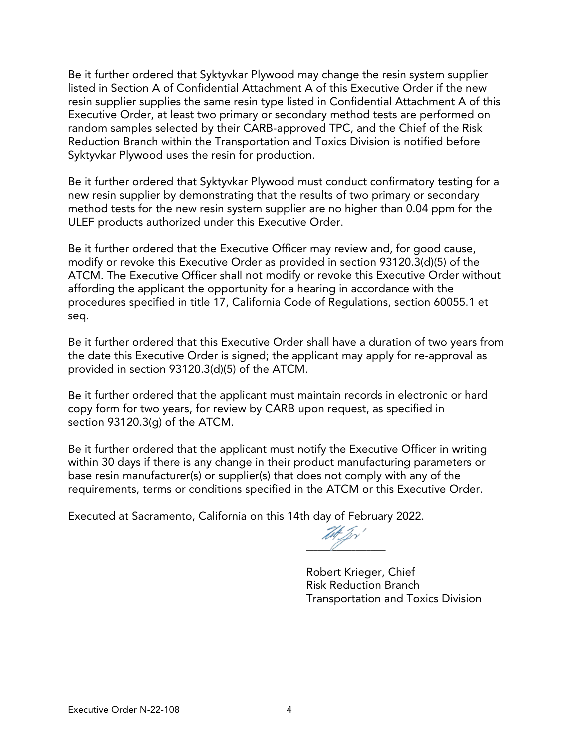Be it further ordered that Syktyvkar Plywood may change the resin system supplier listed in Section A of Confidential Attachment A of this Executive Order if the new resin supplier supplies the same resin type listed in Confidential Attachment A of this Executive Order, at least two primary or secondary method tests are performed on random samples selected by their CARB-approved TPC, and the Chief of the Risk Reduction Branch within the Transportation and Toxics Division is notified before Syktyvkar Plywood uses the resin for production.

Be it further ordered that Syktyvkar Plywood must conduct confirmatory testing for a new resin supplier by demonstrating that the results of two primary or secondary method tests for the new resin system supplier are no higher than 0.04 ppm for the ULEF products authorized under this Executive Order.

Be it further ordered that the Executive Officer may review and, for good cause, modify or revoke this Executive Order as provided in section 93120.3(d)(5) of the ATCM. The Executive Officer shall not modify or revoke this Executive Order without affording the applicant the opportunity for a hearing in accordance with the procedures specified in title 17, California Code of Regulations, section 60055.1 et seq.

Be it further ordered that this Executive Order shall have a duration of two years from the date this Executive Order is signed; the applicant may apply for re-approval as provided in section 93120.3(d)(5) of the ATCM.

Be it further ordered that the applicant must maintain records in electronic or hard copy form for two years, for review by CARB upon request, as specified in section 93120.3(g) of the ATCM.

Be it further ordered that the applicant must notify the Executive Officer in writing within 30 days if there is any change in their product manufacturing parameters or base resin manufacturer(s) or supplier(s) that does not comply with any of the requirements, terms or conditions specified in the ATCM or this Executive Order.

Executed at Sacramento, California on this 14th day of February 2022.

Robert Krieger, Chief
Risk Reduction Branch
Transportation and Toxics Division

Executive Order N-22-108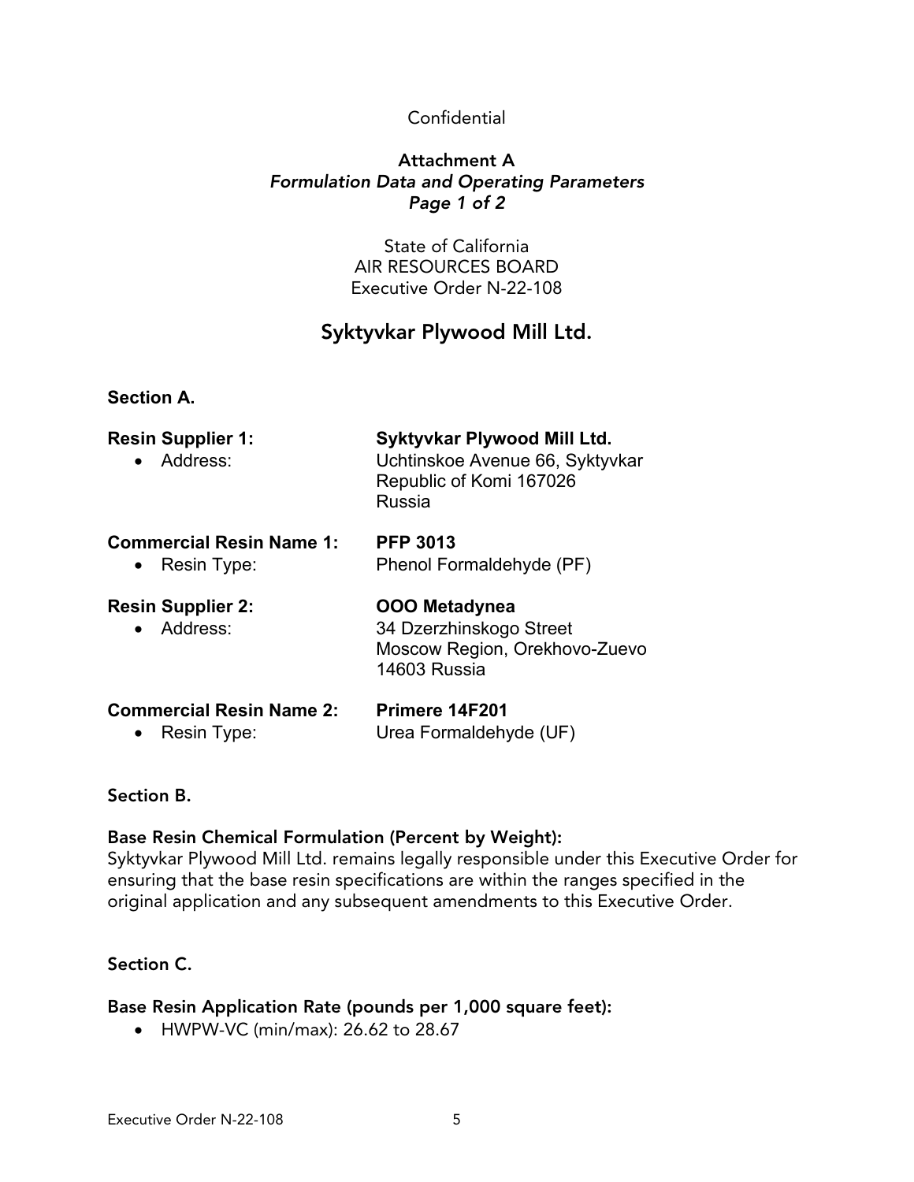Confidential

**Attachment A**
***Formulation Data and Operating Parameters***
***Page 1 of 2***

State of California
AIR RESOURCES BOARD
Executive Order N-22-108

## Syktyvkar Plywood Mill Ltd.

### Section A.

**Resin Supplier 1:** **Syktyvkar Plywood Mill Ltd.**
- Address: Uchtinskoe Avenue 66, Syktyvkar
Republic of Komi 167026
Russia

**Commercial Resin Name 1:** **PFP 3013**
- Resin Type: Phenol Formaldehyde (PF)

**Resin Supplier 2:** **OOO Metadynea**
- Address: 34 Dzerzhinskogo Street
Moscow Region, Orekhovo-Zuevo
14603 Russia

**Commercial Resin Name 2:** **Primere 14F201**
- Resin Type: Urea Formaldehyde (UF)

### Section B.

**Base Resin Chemical Formulation (Percent by Weight):**
Syktyvkar Plywood Mill Ltd. remains legally responsible under this Executive Order for ensuring that the base resin specifications are within the ranges specified in the original application and any subsequent amendments to this Executive Order.

### Section C.

**Base Resin Application Rate (pounds per 1,000 square feet):**
- HWPW-VC (min/max): 26.62 to 28.67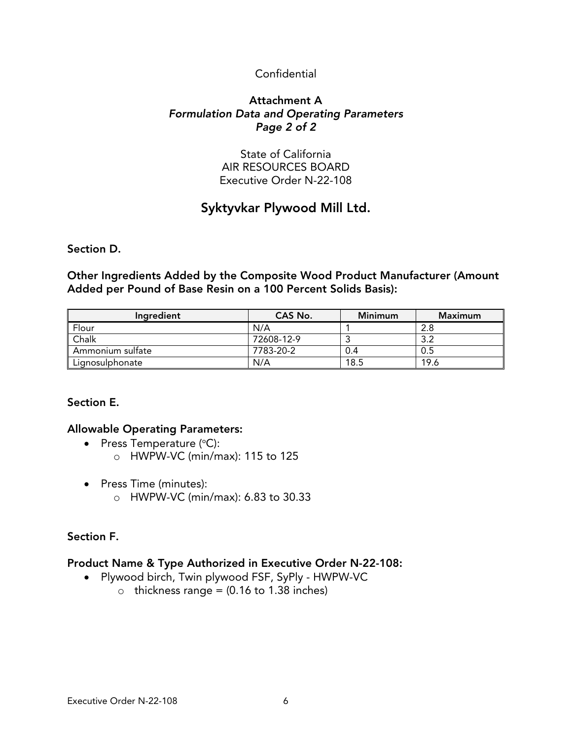Confidential

**Attachment A**
***Formulation Data and Operating Parameters***
***Page 2 of 2***

State of California
AIR RESOURCES BOARD
Executive Order N-22-108

## Syktyvkar Plywood Mill Ltd.

### Section D.

### Other Ingredients Added by the Composite Wood Product Manufacturer (Amount Added per Pound of Base Resin on a 100 Percent Solids Basis):

| Ingredient | CAS No. | Minimum | Maximum |
|---|---|---|---|
| Flour | N/A | 1 | 2.8 |
| Chalk | 72608-12-9 | 3 | 3.2 |
| Ammonium sulfate | 7783-20-2 | 0.4 | 0.5 |
| Lignosulphonate | N/A | 18.5 | 19.6 |

### Section E.

### Allowable Operating Parameters:

- Press Temperature (°C):
  - HWPW-VC (min/max): 115 to 125

- Press Time (minutes):
  - HWPW-VC (min/max): 6.83 to 30.33

### Section F.

### Product Name & Type Authorized in Executive Order N-22-108:

- Plywood birch, Twin plywood FSF, SyPly - HWPW-VC
  - thickness range = (0.16 to 1.38 inches)